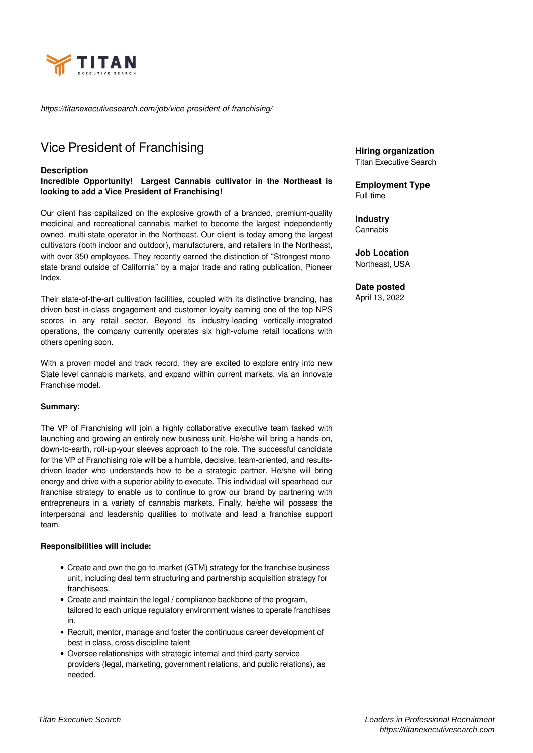*https://titanexecutivesearch.com/job/vice-president-of-franchising/*

# Vice President of Franchising

**Hiring organization**
Titan Executive Search

**Employment Type**
Full-time

**Industry**
Cannabis

**Job Location**
Northeast, USA

**Date posted**
April 13, 2022

## Description

**Incredible Opportunity! Largest Cannabis cultivator in the Northeast is looking to add a Vice President of Franchising!**

Our client has capitalized on the explosive growth of a branded, premium-quality medicinal and recreational cannabis market to become the largest independently owned, multi-state operator in the Northeast. Our client is today among the largest cultivators (both indoor and outdoor), manufacturers, and retailers in the Northeast, with over 350 employees. They recently earned the distinction of "Strongest mono-state brand outside of California" by a major trade and rating publication, Pioneer Index.

Their state-of-the-art cultivation facilities, coupled with its distinctive branding, has driven best-in-class engagement and customer loyalty earning one of the top NPS scores in any retail sector. Beyond its industry-leading vertically-integrated operations, the company currently operates six high-volume retail locations with others opening soon.

With a proven model and track record, they are excited to explore entry into new State level cannabis markets, and expand within current markets, via an innovate Franchise model.

**Summary:**

The VP of Franchising will join a highly collaborative executive team tasked with launching and growing an entirely new business unit. He/she will bring a hands-on, down-to-earth, roll-up-your sleeves approach to the role. The successful candidate for the VP of Franchising role will be a humble, decisive, team-oriented, and results-driven leader who understands how to be a strategic partner. He/she will bring energy and drive with a superior ability to execute. This individual will spearhead our franchise strategy to enable us to continue to grow our brand by partnering with entrepreneurs in a variety of cannabis markets. Finally, he/she will possess the interpersonal and leadership qualities to motivate and lead a franchise support team.

**Responsibilities will include:**

- Create and own the go-to-market (GTM) strategy for the franchise business unit, including deal term structuring and partnership acquisition strategy for franchisees.
- Create and maintain the legal / compliance backbone of the program, tailored to each unique regulatory environment wishes to operate franchises in.
- Recruit, mentor, manage and foster the continuous career development of best in class, cross discipline talent
- Oversee relationships with strategic internal and third-party service providers (legal, marketing, government relations, and public relations), as needed.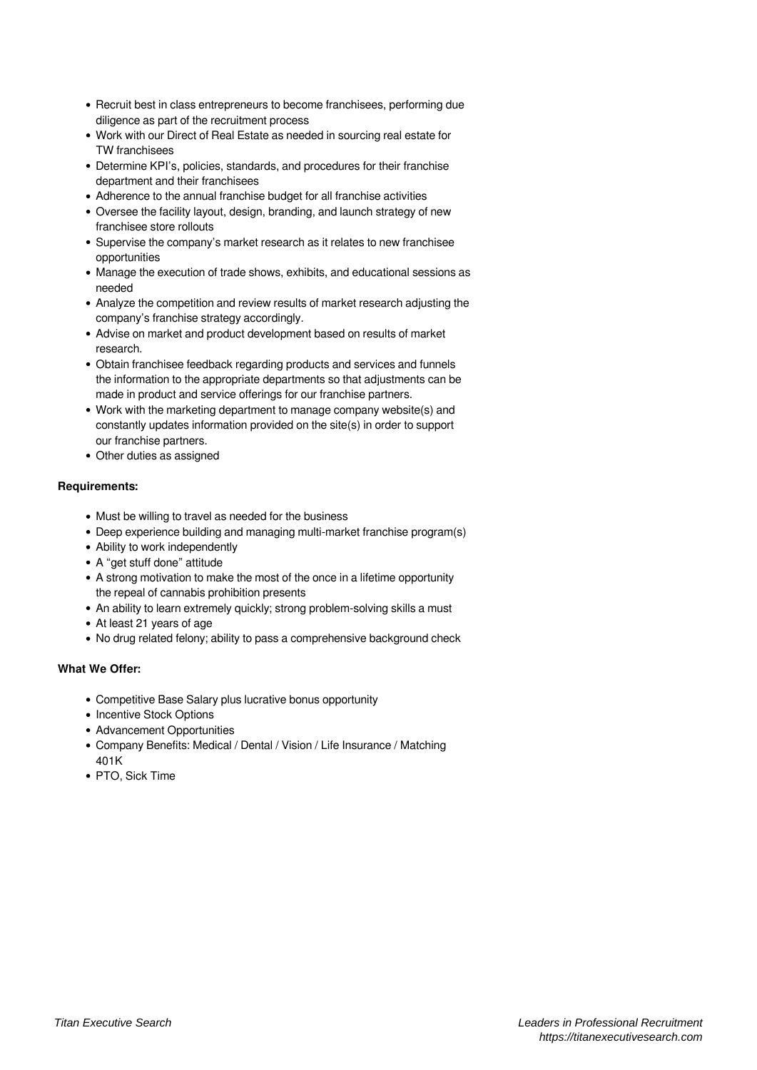- Recruit best in class entrepreneurs to become franchisees, performing due diligence as part of the recruitment process
- Work with our Direct of Real Estate as needed in sourcing real estate for TW franchisees
- Determine KPI's, policies, standards, and procedures for their franchise department and their franchisees
- Adherence to the annual franchise budget for all franchise activities
- Oversee the facility layout, design, branding, and launch strategy of new franchisee store rollouts
- Supervise the company's market research as it relates to new franchisee opportunities
- Manage the execution of trade shows, exhibits, and educational sessions as needed
- Analyze the competition and review results of market research adjusting the company's franchise strategy accordingly.
- Advise on market and product development based on results of market research.
- Obtain franchisee feedback regarding products and services and funnels the information to the appropriate departments so that adjustments can be made in product and service offerings for our franchise partners.
- Work with the marketing department to manage company website(s) and constantly updates information provided on the site(s) in order to support our franchise partners.
- Other duties as assigned

**Requirements:**

- Must be willing to travel as needed for the business
- Deep experience building and managing multi-market franchise program(s)
- Ability to work independently
- A "get stuff done" attitude
- A strong motivation to make the most of the once in a lifetime opportunity the repeal of cannabis prohibition presents
- An ability to learn extremely quickly; strong problem-solving skills a must
- At least 21 years of age
- No drug related felony; ability to pass a comprehensive background check

**What We Offer:**

- Competitive Base Salary plus lucrative bonus opportunity
- Incentive Stock Options
- Advancement Opportunities
- Company Benefits: Medical / Dental / Vision / Life Insurance / Matching 401K
- PTO, Sick Time